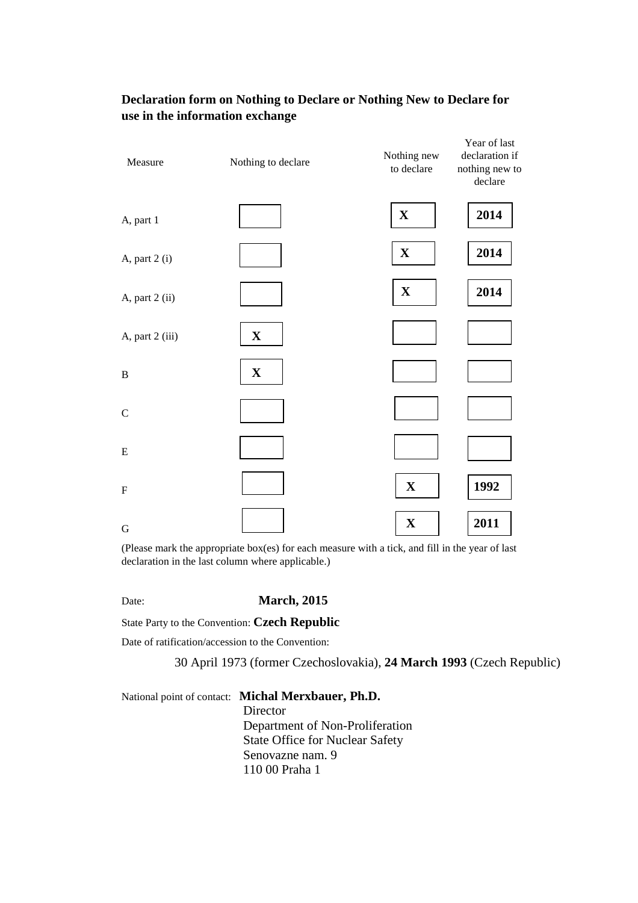**Declaration form on Nothing to Declare or Nothing New to Declare for use in the information exchange**

| Measure | Nothing to declare | Nothing new to declare | Year of last declaration if nothing new to declare |
|---|---|---|---|
| A, part 1 | | **X** | **2014** |
| A, part 2 (i) | | **X** | **2014** |
| A, part 2 (ii) | | **X** | **2014** |
| A, part 2 (iii) | **X** | | |
| B | **X** | | |
| C | | | |
| E | | | |
| F | | **X** | **1992** |
| G | | **X** | **2011** |

(Please mark the appropriate box(es) for each measure with a tick, and fill in the year of last declaration in the last column where applicable.)

Date: **March, 2015**

State Party to the Convention: **Czech Republic**

Date of ratification/accession to the Convention:

30 April 1973 (former Czechoslovakia), **24 March 1993** (Czech Republic)

National point of contact: **Michal Merxbauer, Ph.D.**
Director
Department of Non-Proliferation
State Office for Nuclear Safety
Senovazne nam. 9
110 00 Praha 1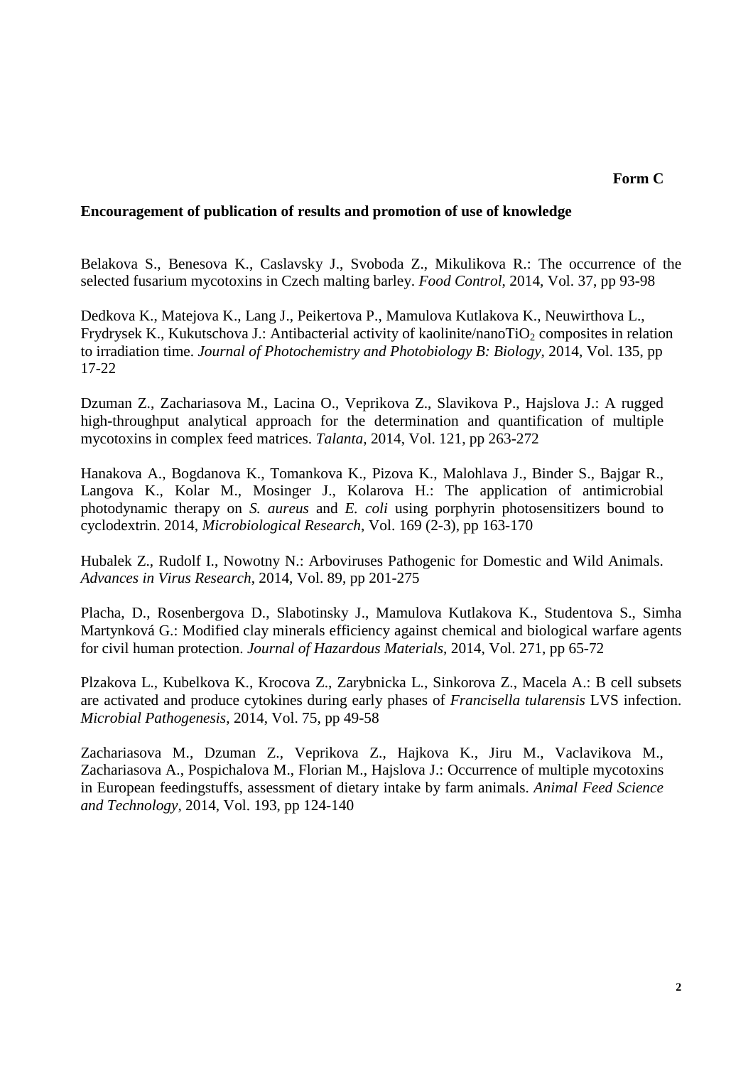**Form C**

**Encouragement of publication of results and promotion of use of knowledge**

Belakova S., Benesova K., Caslavsky J., Svoboda Z., Mikulikova R.: The occurrence of the selected fusarium mycotoxins in Czech malting barley. *Food Control*, 2014, Vol. 37, pp 93-98

Dedkova K., Matejova K., Lang J., Peikertova P., Mamulova Kutlakova K., Neuwirthova L., Frydrysek K., Kukutschova J.: Antibacterial activity of kaolinite/nano$TiO_2$ composites in relation to irradiation time. *Journal of Photochemistry and Photobiology B: Biology*, 2014, Vol. 135, pp 17-22

Dzuman Z., Zachariasova M., Lacina O., Veprikova Z., Slavikova P., Hajslova J.: A rugged high-throughput analytical approach for the determination and quantification of multiple mycotoxins in complex feed matrices. *Talanta*, 2014, Vol. 121, pp 263-272

Hanakova A., Bogdanova K., Tomankova K., Pizova K., Malohlava J., Binder S., Bajgar R., Langova K., Kolar M., Mosinger J., Kolarova H.: The application of antimicrobial photodynamic therapy on *S. aureus* and *E. coli* using porphyrin photosensitizers bound to cyclodextrin. 2014, *Microbiological Research*, Vol. 169 (2-3), pp 163-170

Hubalek Z., Rudolf I., Nowotny N.: Arboviruses Pathogenic for Domestic and Wild Animals. *Advances in Virus Research*, 2014, Vol. 89, pp 201-275

Placha, D., Rosenbergova D., Slabotinsky J., Mamulova Kutlakova K., Studentova S., Simha Martynková G.: Modified clay minerals efficiency against chemical and biological warfare agents for civil human protection. *Journal of Hazardous Materials*, 2014, Vol. 271, pp 65-72

Plzakova L., Kubelkova K., Krocova Z., Zarybnicka L., Sinkorova Z., Macela A.: B cell subsets are activated and produce cytokines during early phases of *Francisella tularensis* LVS infection. *Microbial Pathogenesis*, 2014, Vol. 75, pp 49-58

Zachariasova M., Dzuman Z., Veprikova Z., Hajkova K., Jiru M., Vaclavikova M., Zachariasova A., Pospichalova M., Florian M., Hajslova J.: Occurrence of multiple mycotoxins in European feedingstuffs, assessment of dietary intake by farm animals. *Animal Feed Science and Technology*, 2014, Vol. 193, pp 124-140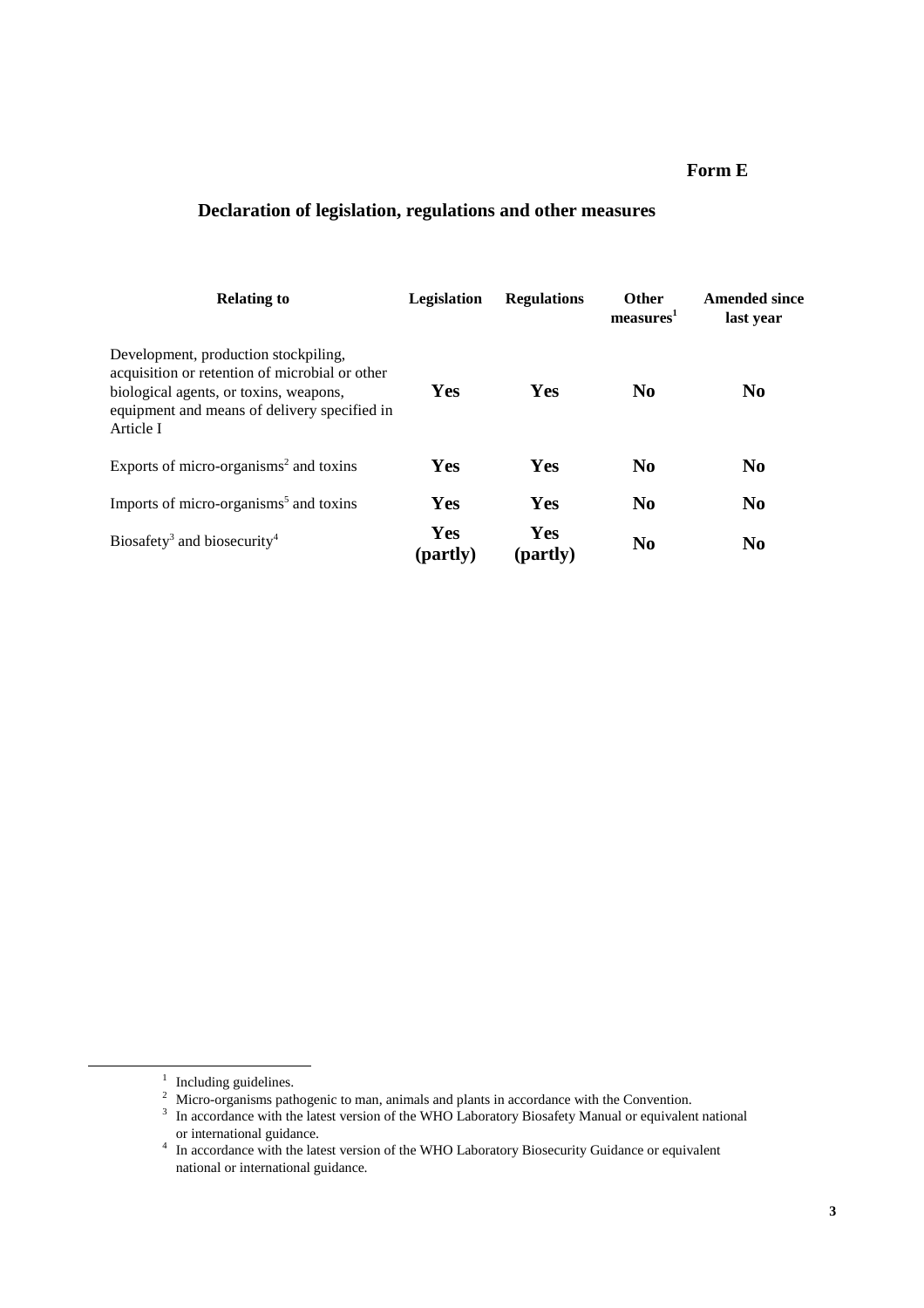**Form E**

## Declaration of legislation, regulations and other measures

| Relating to | Legislation | Regulations | Other measures[1] | Amended since last year |
|---|---|---|---|---|
| Development, production stockpiling, acquisition or retention of microbial or other biological agents, or toxins, weapons, equipment and means of delivery specified in Article I | **Yes** | **Yes** | **No** | **No** |
| Exports of micro-organisms[2] and toxins | **Yes** | **Yes** | **No** | **No** |
| Imports of micro-organisms[5] and toxins | **Yes** | **Yes** | **No** | **No** |
| Biosafety[3] and biosecurity[4] | **Yes (partly)** | **Yes (partly)** | **No** | **No** |

---

[1] Including guidelines.

[2] Micro-organisms pathogenic to man, animals and plants in accordance with the Convention.

[3] In accordance with the latest version of the WHO Laboratory Biosafety Manual or equivalent national or international guidance.

[4] In accordance with the latest version of the WHO Laboratory Biosecurity Guidance or equivalent national or international guidance.